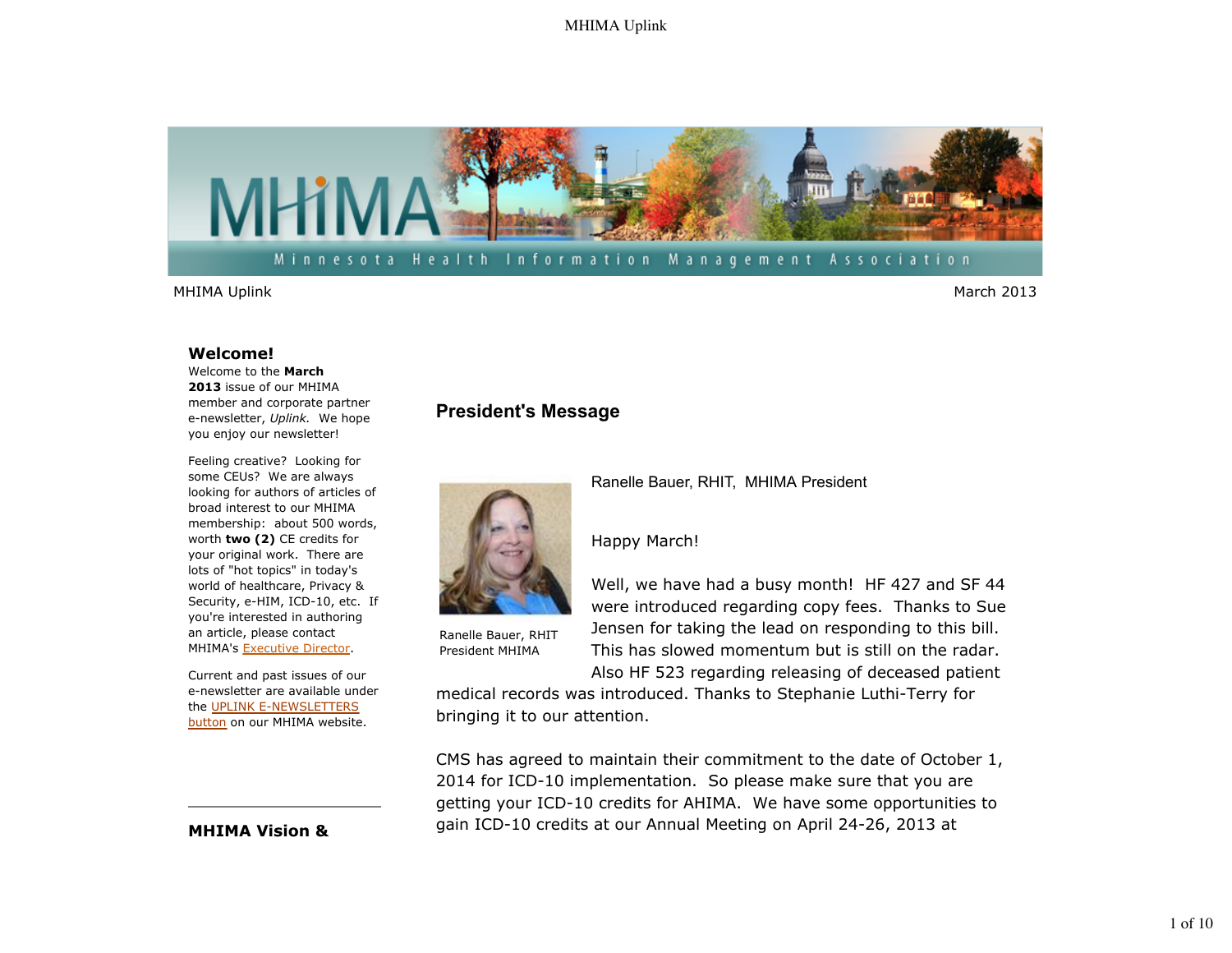MHIMA Uplink | March 2013

## Welcome!

Welcome to the **March 2013** issue of our MHIMA member and corporate partner e-newsletter, *Uplink.* We hope you enjoy our newsletter!

Feeling creative? Looking for some CEUs? We are always looking for authors of articles of broad interest to our MHIMA membership: about 500 words, worth **two (2)** CE credits for your original work. There are lots of "hot topics" in today's world of healthcare, Privacy & Security, e-HIM, ICD-10, etc. If you're interested in authoring an article, please contact MHIMA's Executive Director.

Current and past issues of our e-newsletter are available under the UPLINK E-NEWSLETTERS button on our MHIMA website.

## MHIMA Vision &

## President's Message

Ranelle Bauer, RHIT, MHIMA President

Ranelle Bauer, RHIT
President MHIMA

Happy March!

Well, we have had a busy month! HF 427 and SF 44 were introduced regarding copy fees. Thanks to Sue Jensen for taking the lead on responding to this bill. This has slowed momentum but is still on the radar. Also HF 523 regarding releasing of deceased patient medical records was introduced. Thanks to Stephanie Luthi-Terry for bringing it to our attention.

CMS has agreed to maintain their commitment to the date of October 1, 2014 for ICD-10 implementation. So please make sure that you are getting your ICD-10 credits for AHIMA. We have some opportunities to gain ICD-10 credits at our Annual Meeting on April 24-26, 2013 at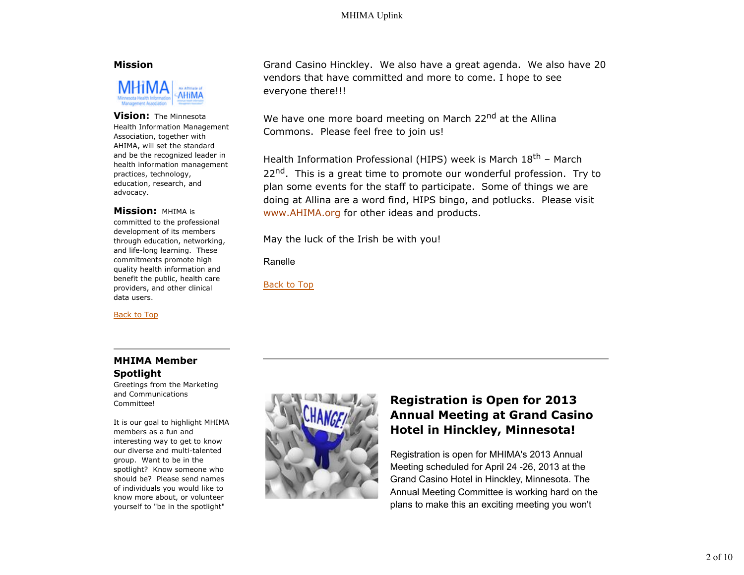## Mission

**Vision:** The Minnesota Health Information Management Association, together with AHIMA, will set the standard and be the recognized leader in health information management practices, technology, education, research, and advocacy.

**Mission:** MHIMA is committed to the professional development of its members through education, networking, and life-long learning. These commitments promote high quality health information and benefit the public, health care providers, and other clinical data users.

Back to Top

Grand Casino Hinckley. We also have a great agenda. We also have 20 vendors that have committed and more to come. I hope to see everyone there!!!

We have one more board meeting on March 22nd at the Allina Commons. Please feel free to join us!

Health Information Professional (HIPS) week is March 18th – March 22nd. This is a great time to promote our wonderful profession. Try to plan some events for the staff to participate. Some of things we are doing at Allina are a word find, HIPS bingo, and potlucks. Please visit www.AHIMA.org for other ideas and products.

May the luck of the Irish be with you!

Ranelle

Back to Top

---

## MHIMA Member Spotlight

Greetings from the Marketing and Communications Committee!

It is our goal to highlight MHIMA members as a fun and interesting way to get to know our diverse and multi-talented group. Want to be in the spotlight? Know someone who should be? Please send names of individuals you would like to know more about, or volunteer yourself to "be in the spotlight"

---

## Registration is Open for 2013 Annual Meeting at Grand Casino Hotel in Hinckley, Minnesota!

Registration is open for MHIMA's 2013 Annual Meeting scheduled for April 24 -26, 2013 at the Grand Casino Hotel in Hinckley, Minnesota. The Annual Meeting Committee is working hard on the plans to make this an exciting meeting you won't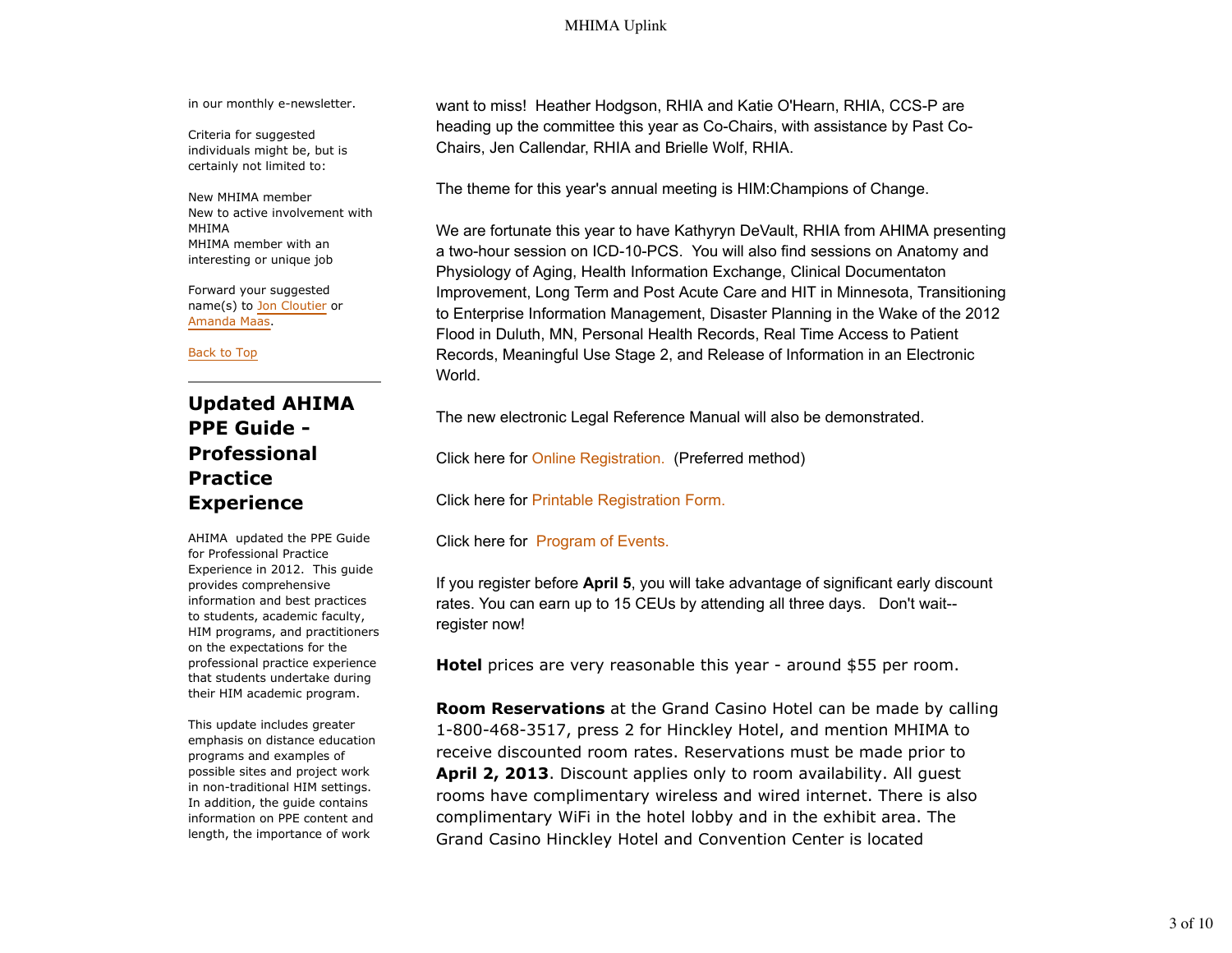in our monthly e-newsletter.

Criteria for suggested individuals might be, but is certainly not limited to:

New MHIMA member
New to active involvement with MHIMA
MHIMA member with an interesting or unique job

Forward your suggested name(s) to Jon Cloutier or Amanda Maas.

Back to Top

## Updated AHIMA PPE Guide - Professional Practice Experience

AHIMA updated the PPE Guide for Professional Practice Experience in 2012. This guide provides comprehensive information and best practices to students, academic faculty, HIM programs, and practitioners on the expectations for the professional practice experience that students undertake during their HIM academic program.

This update includes greater emphasis on distance education programs and examples of possible sites and project work in non-traditional HIM settings. In addition, the guide contains information on PPE content and length, the importance of work

want to miss! Heather Hodgson, RHIA and Katie O'Hearn, RHIA, CCS-P are heading up the committee this year as Co-Chairs, with assistance by Past Co-Chairs, Jen Callendar, RHIA and Brielle Wolf, RHIA.

The theme for this year's annual meeting is HIM:Champions of Change.

We are fortunate this year to have Kathyryn DeVault, RHIA from AHIMA presenting a two-hour session on ICD-10-PCS. You will also find sessions on Anatomy and Physiology of Aging, Health Information Exchange, Clinical Documentaton Improvement, Long Term and Post Acute Care and HIT in Minnesota, Transitioning to Enterprise Information Management, Disaster Planning in the Wake of the 2012 Flood in Duluth, MN, Personal Health Records, Real Time Access to Patient Records, Meaningful Use Stage 2, and Release of Information in an Electronic World.

The new electronic Legal Reference Manual will also be demonstrated.

Click here for Online Registration. (Preferred method)

Click here for Printable Registration Form.

Click here for Program of Events.

If you register before **April 5**, you will take advantage of significant early discount rates. You can earn up to 15 CEUs by attending all three days. Don't wait--register now!

**Hotel** prices are very reasonable this year - around $55 per room.

**Room Reservations** at the Grand Casino Hotel can be made by calling 1-800-468-3517, press 2 for Hinckley Hotel, and mention MHIMA to receive discounted room rates. Reservations must be made prior to **April 2, 2013**. Discount applies only to room availability. All guest rooms have complimentary wireless and wired internet. There is also complimentary WiFi in the hotel lobby and in the exhibit area. The Grand Casino Hinckley Hotel and Convention Center is located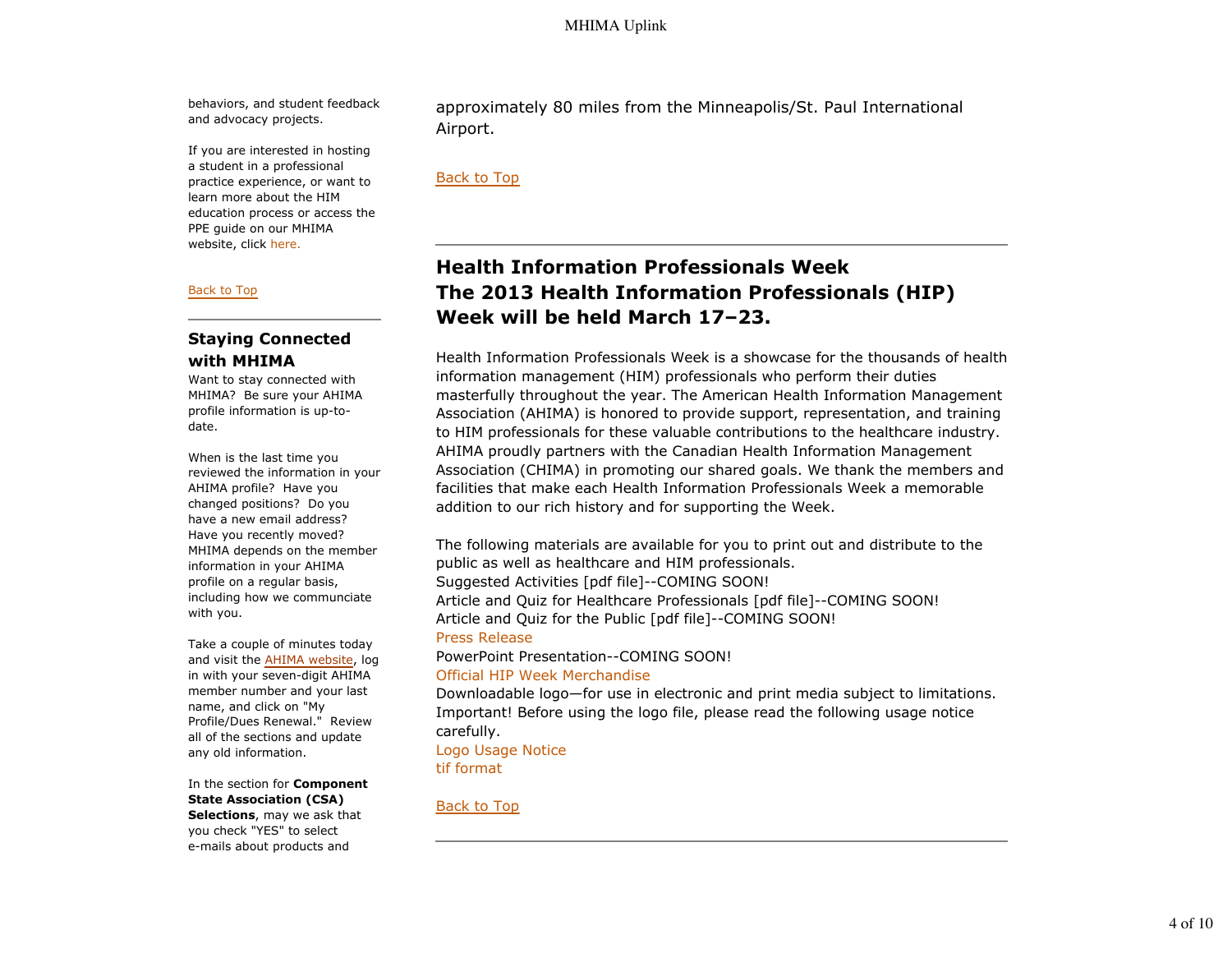behaviors, and student feedback and advocacy projects.

If you are interested in hosting a student in a professional practice experience, or want to learn more about the HIM education process or access the PPE guide on our MHIMA website, click here.

Back to Top

## Staying Connected with MHIMA

Want to stay connected with MHIMA? Be sure your AHIMA profile information is up-to-date.

When is the last time you reviewed the information in your AHIMA profile? Have you changed positions? Do you have a new email address? Have you recently moved? MHIMA depends on the member information in your AHIMA profile on a regular basis, including how we communciate with you.

Take a couple of minutes today and visit the AHIMA website, log in with your seven-digit AHIMA member number and your last name, and click on "My Profile/Dues Renewal." Review all of the sections and update any old information.

In the section for **Component State Association (CSA) Selections**, may we ask that you check "YES" to select e-mails about products and

approximately 80 miles from the Minneapolis/St. Paul International Airport.

Back to Top

## Health Information Professionals Week
## The 2013 Health Information Professionals (HIP) Week will be held March 17–23.

Health Information Professionals Week is a showcase for the thousands of health information management (HIM) professionals who perform their duties masterfully throughout the year. The American Health Information Management Association (AHIMA) is honored to provide support, representation, and training to HIM professionals for these valuable contributions to the healthcare industry. AHIMA proudly partners with the Canadian Health Information Management Association (CHIMA) in promoting our shared goals. We thank the members and facilities that make each Health Information Professionals Week a memorable addition to our rich history and for supporting the Week.

The following materials are available for you to print out and distribute to the public as well as healthcare and HIM professionals.
Suggested Activities [pdf file]--COMING SOON!
Article and Quiz for Healthcare Professionals [pdf file]--COMING SOON!
Article and Quiz for the Public [pdf file]--COMING SOON!
Press Release
PowerPoint Presentation--COMING SOON!
Official HIP Week Merchandise
Downloadable logo—for use in electronic and print media subject to limitations. Important! Before using the logo file, please read the following usage notice carefully.
Logo Usage Notice
tif format

Back to Top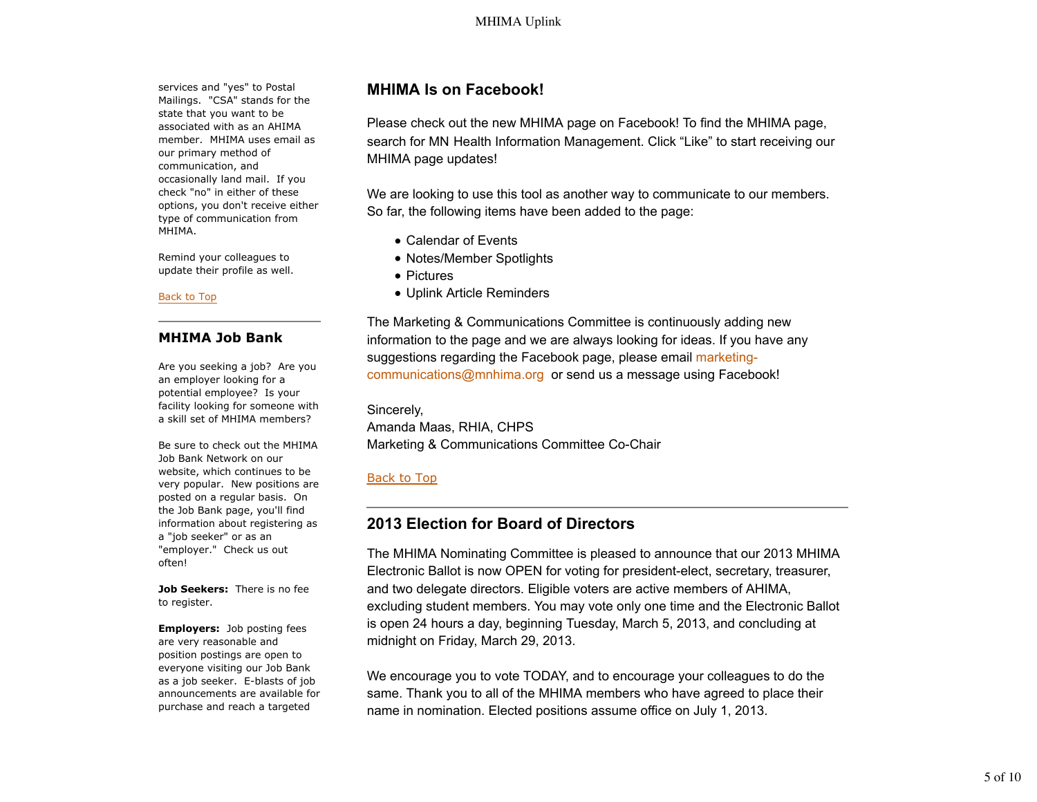services and "yes" to Postal Mailings. "CSA" stands for the state that you want to be associated with as an AHIMA member. MHIMA uses email as our primary method of communication, and occasionally land mail. If you check "no" in either of these options, you don't receive either type of communication from MHIMA.

Remind your colleagues to update their profile as well.

Back to Top

### MHIMA Job Bank

Are you seeking a job? Are you an employer looking for a potential employee? Is your facility looking for someone with a skill set of MHIMA members?

Be sure to check out the MHIMA Job Bank Network on our website, which continues to be very popular. New positions are posted on a regular basis. On the Job Bank page, you'll find information about registering as a "job seeker" or as an "employer." Check us out often!

**Job Seekers:** There is no fee to register.

**Employers:** Job posting fees are very reasonable and position postings are open to everyone visiting our Job Bank as a job seeker. E-blasts of job announcements are available for purchase and reach a targeted

## MHIMA Is on Facebook!

Please check out the new MHIMA page on Facebook! To find the MHIMA page, search for MN Health Information Management. Click "Like" to start receiving our MHIMA page updates!

We are looking to use this tool as another way to communicate to our members. So far, the following items have been added to the page:

- Calendar of Events
- Notes/Member Spotlights
- Pictures
- Uplink Article Reminders

The Marketing & Communications Committee is continuously adding new information to the page and we are always looking for ideas. If you have any suggestions regarding the Facebook page, please email marketing-communications@mnhima.org or send us a message using Facebook!

Sincerely,
Amanda Maas, RHIA, CHPS
Marketing & Communications Committee Co-Chair

Back to Top

## 2013 Election for Board of Directors

The MHIMA Nominating Committee is pleased to announce that our 2013 MHIMA Electronic Ballot is now OPEN for voting for president-elect, secretary, treasurer, and two delegate directors. Eligible voters are active members of AHIMA, excluding student members. You may vote only one time and the Electronic Ballot is open 24 hours a day, beginning Tuesday, March 5, 2013, and concluding at midnight on Friday, March 29, 2013.

We encourage you to vote TODAY, and to encourage your colleagues to do the same. Thank you to all of the MHIMA members who have agreed to place their name in nomination. Elected positions assume office on July 1, 2013.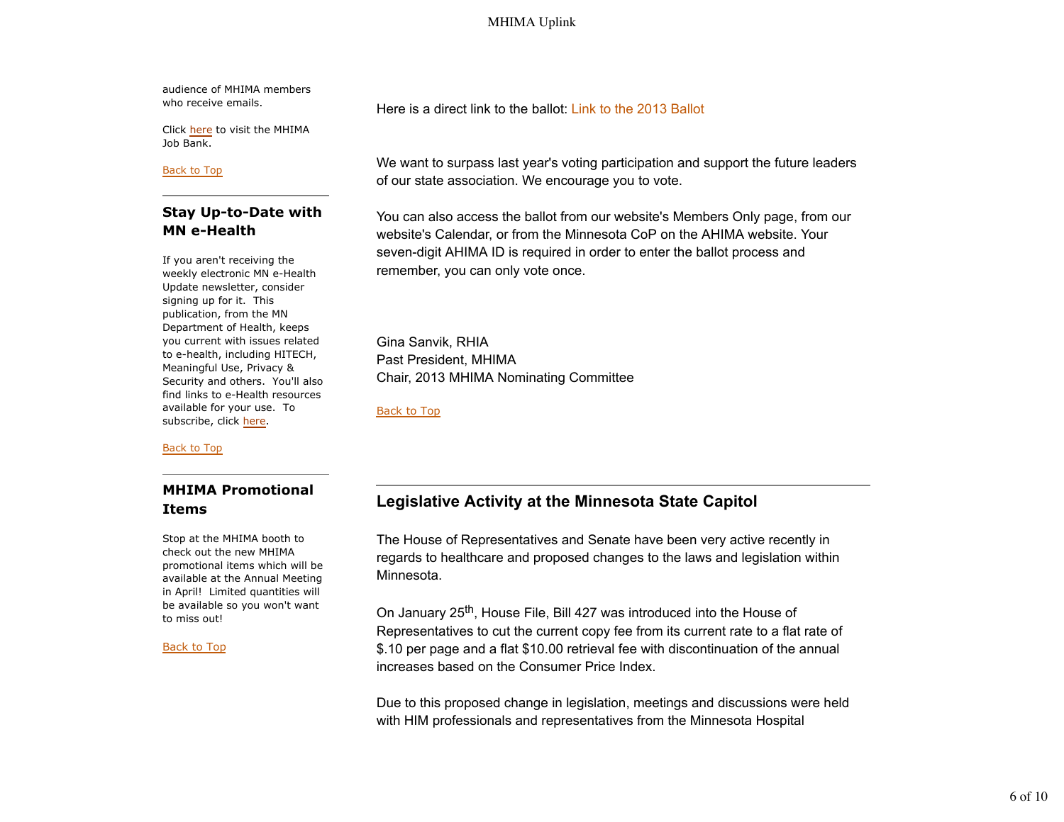audience of MHIMA members who receive emails.

Click here to visit the MHIMA Job Bank.

Back to Top

### Stay Up-to-Date with MN e-Health

If you aren't receiving the weekly electronic MN e-Health Update newsletter, consider signing up for it. This publication, from the MN Department of Health, keeps you current with issues related to e-health, including HITECH, Meaningful Use, Privacy & Security and others. You'll also find links to e-Health resources available for your use. To subscribe, click here.

Back to Top

### MHIMA Promotional Items

Stop at the MHIMA booth to check out the new MHIMA promotional items which will be available at the Annual Meeting in April! Limited quantities will be available so you won't want to miss out!

Back to Top

Here is a direct link to the ballot: Link to the 2013 Ballot

We want to surpass last year's voting participation and support the future leaders of our state association. We encourage you to vote.

You can also access the ballot from our website's Members Only page, from our website's Calendar, or from the Minnesota CoP on the AHIMA website. Your seven-digit AHIMA ID is required in order to enter the ballot process and remember, you can only vote once.

Gina Sanvik, RHIA
Past President, MHIMA
Chair, 2013 MHIMA Nominating Committee

Back to Top

## Legislative Activity at the Minnesota State Capitol

The House of Representatives and Senate have been very active recently in regards to healthcare and proposed changes to the laws and legislation within Minnesota.

On January 25th, House File, Bill 427 was introduced into the House of Representatives to cut the current copy fee from its current rate to a flat rate of $.10 per page and a flat $10.00 retrieval fee with discontinuation of the annual increases based on the Consumer Price Index.

Due to this proposed change in legislation, meetings and discussions were held with HIM professionals and representatives from the Minnesota Hospital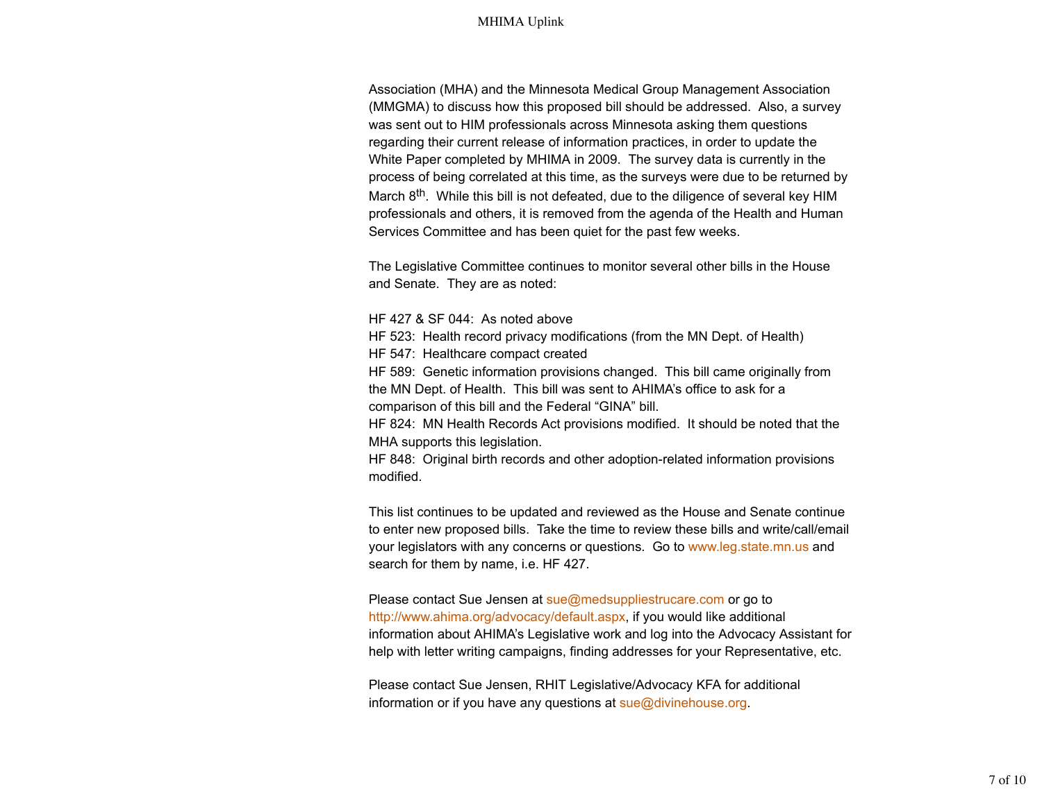Association (MHA) and the Minnesota Medical Group Management Association (MMGMA) to discuss how this proposed bill should be addressed. Also, a survey was sent out to HIM professionals across Minnesota asking them questions regarding their current release of information practices, in order to update the White Paper completed by MHIMA in 2009. The survey data is currently in the process of being correlated at this time, as the surveys were due to be returned by March 8th. While this bill is not defeated, due to the diligence of several key HIM professionals and others, it is removed from the agenda of the Health and Human Services Committee and has been quiet for the past few weeks.

The Legislative Committee continues to monitor several other bills in the House and Senate. They are as noted:

HF 427 & SF 044: As noted above
HF 523: Health record privacy modifications (from the MN Dept. of Health)
HF 547: Healthcare compact created
HF 589: Genetic information provisions changed. This bill came originally from the MN Dept. of Health. This bill was sent to AHIMA's office to ask for a comparison of this bill and the Federal "GINA" bill.
HF 824: MN Health Records Act provisions modified. It should be noted that the MHA supports this legislation.
HF 848: Original birth records and other adoption-related information provisions modified.

This list continues to be updated and reviewed as the House and Senate continue to enter new proposed bills. Take the time to review these bills and write/call/email your legislators with any concerns or questions. Go to www.leg.state.mn.us and search for them by name, i.e. HF 427.

Please contact Sue Jensen at sue@medsuppliestrucare.com or go to http://www.ahima.org/advocacy/default.aspx, if you would like additional information about AHIMA's Legislative work and log into the Advocacy Assistant for help with letter writing campaigns, finding addresses for your Representative, etc.

Please contact Sue Jensen, RHIT Legislative/Advocacy KFA for additional information or if you have any questions at sue@divinehouse.org.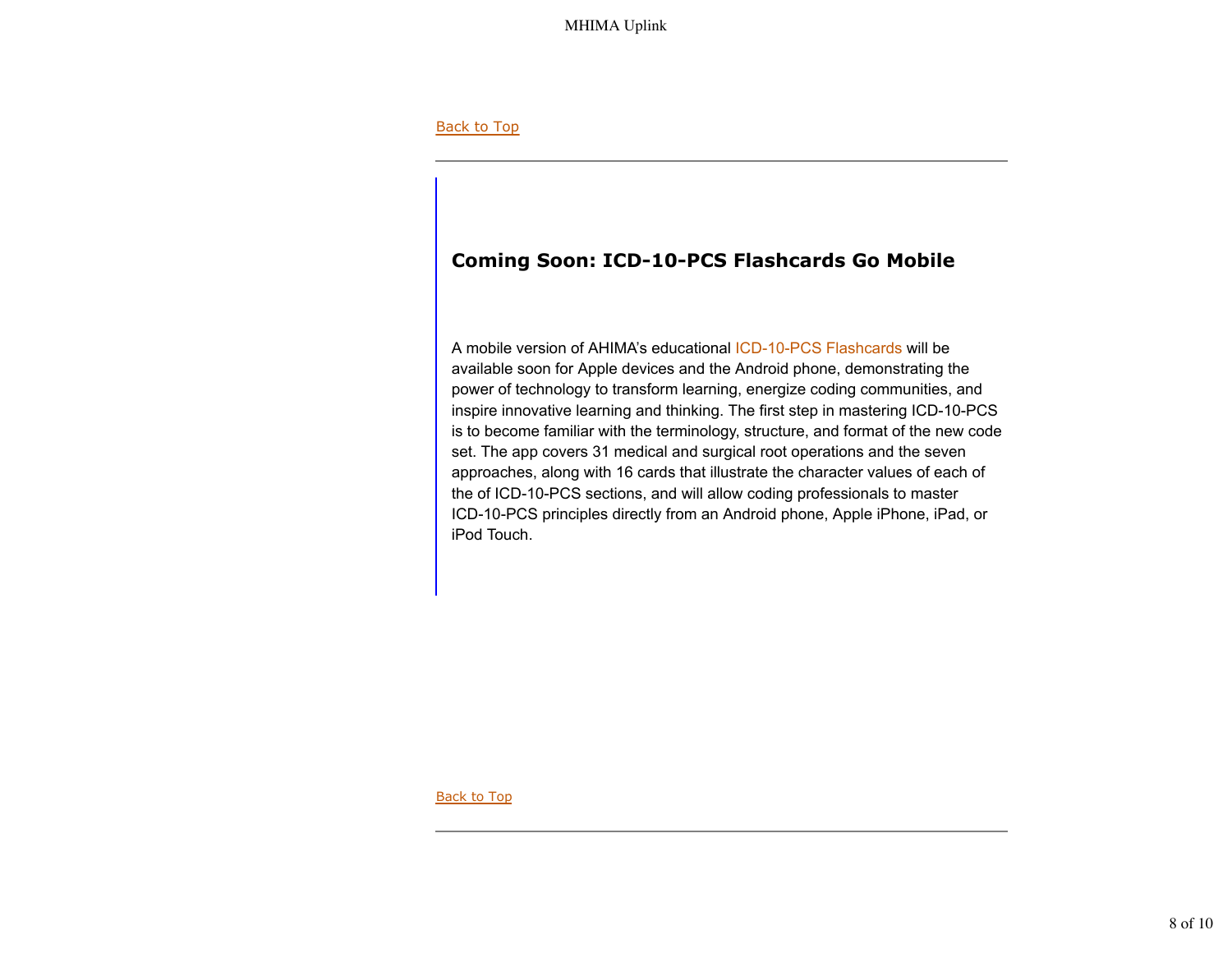Back to Top

## Coming Soon: ICD-10-PCS Flashcards Go Mobile

A mobile version of AHIMA's educational ICD-10-PCS Flashcards will be available soon for Apple devices and the Android phone, demonstrating the power of technology to transform learning, energize coding communities, and inspire innovative learning and thinking. The first step in mastering ICD-10-PCS is to become familiar with the terminology, structure, and format of the new code set. The app covers 31 medical and surgical root operations and the seven approaches, along with 16 cards that illustrate the character values of each of the of ICD-10-PCS sections, and will allow coding professionals to master ICD-10-PCS principles directly from an Android phone, Apple iPhone, iPad, or iPod Touch.

Back to Top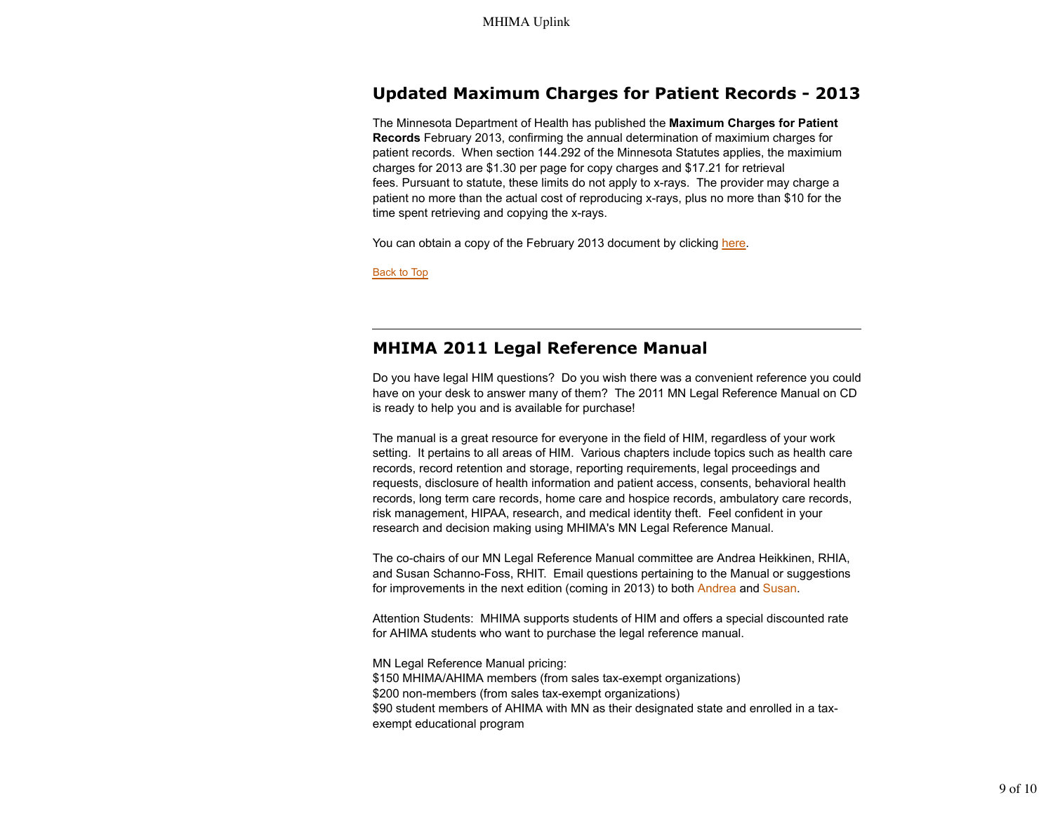## Updated Maximum Charges for Patient Records - 2013

The Minnesota Department of Health has published the **Maximum Charges for Patient Records** February 2013, confirming the annual determination of maximium charges for patient records. When section 144.292 of the Minnesota Statutes applies, the maximium charges for 2013 are $1.30 per page for copy charges and $17.21 for retrieval fees. Pursuant to statute, these limits do not apply to x-rays. The provider may charge a patient no more than the actual cost of reproducing x-rays, plus no more than $10 for the time spent retrieving and copying the x-rays.

You can obtain a copy of the February 2013 document by clicking here.

Back to Top

---

## MHIMA 2011 Legal Reference Manual

Do you have legal HIM questions? Do you wish there was a convenient reference you could have on your desk to answer many of them? The 2011 MN Legal Reference Manual on CD is ready to help you and is available for purchase!

The manual is a great resource for everyone in the field of HIM, regardless of your work setting. It pertains to all areas of HIM. Various chapters include topics such as health care records, record retention and storage, reporting requirements, legal proceedings and requests, disclosure of health information and patient access, consents, behavioral health records, long term care records, home care and hospice records, ambulatory care records, risk management, HIPAA, research, and medical identity theft. Feel confident in your research and decision making using MHIMA's MN Legal Reference Manual.

The co-chairs of our MN Legal Reference Manual committee are Andrea Heikkinen, RHIA, and Susan Schanno-Foss, RHIT. Email questions pertaining to the Manual or suggestions for improvements in the next edition (coming in 2013) to both Andrea and Susan.

Attention Students: MHIMA supports students of HIM and offers a special discounted rate for AHIMA students who want to purchase the legal reference manual.

MN Legal Reference Manual pricing:
$150 MHIMA/AHIMA members (from sales tax-exempt organizations)
$200 non-members (from sales tax-exempt organizations)
$90 student members of AHIMA with MN as their designated state and enrolled in a tax-exempt educational program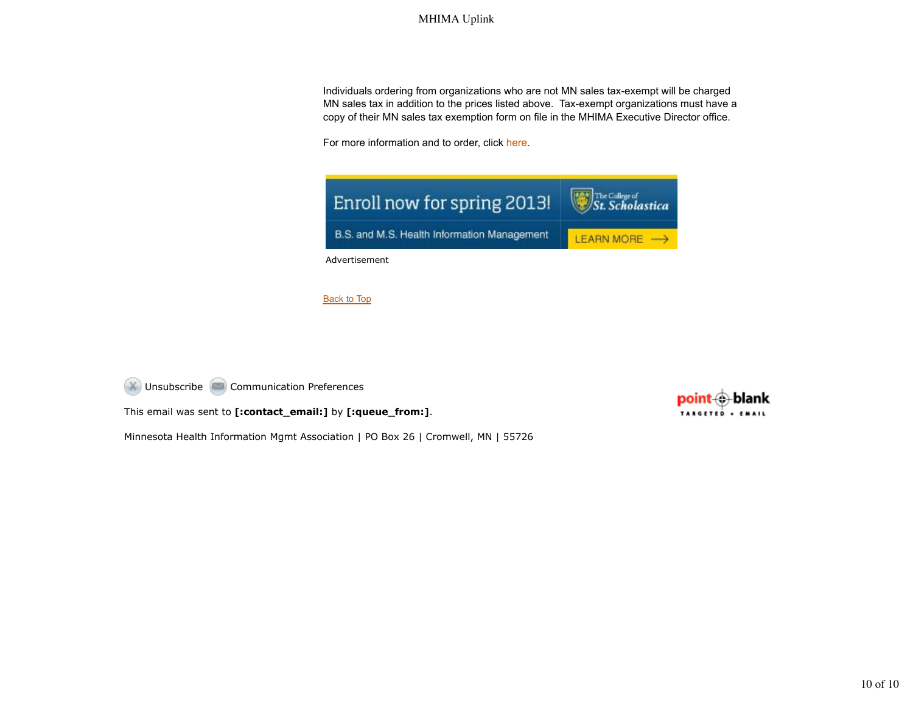Individuals ordering from organizations who are not MN sales tax-exempt will be charged MN sales tax in addition to the prices listed above. Tax-exempt organizations must have a copy of their MN sales tax exemption form on file in the MHIMA Executive Director office.

For more information and to order, click here.

Enroll now for spring 2013!

B.S. and M.S. Health Information Management

The College of St. Scholastica

LEARN MORE

Advertisement

Back to Top

Unsubscribe Communication Preferences

This email was sent to **[:contact_email:]** by **[:queue_from:]**.

Minnesota Health Information Mgmt Association | PO Box 26 | Cromwell, MN | 55726

point blank TARGETED • EMAIL